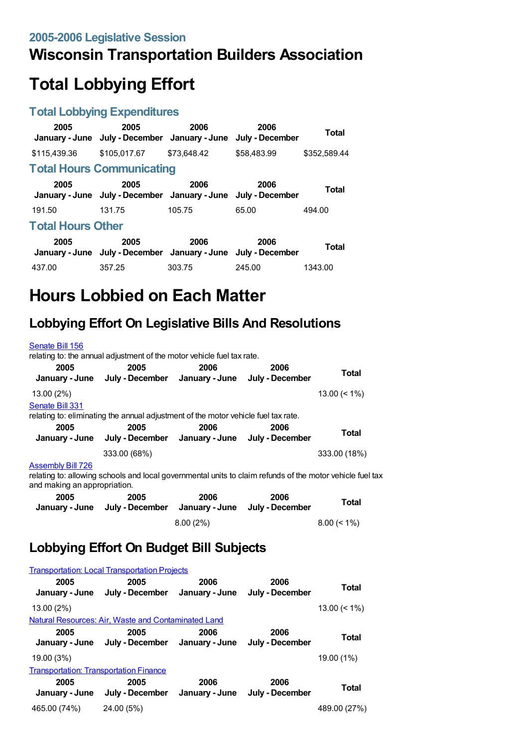## 2005-2006 Legislative Session

# Wisconsin Transportation Builders Association

# Total Lobbying Effort

### Total Lobbying Expenditures

| 2005 January - June | 2005 July - December | 2006 January - June | 2006 July - December | Total |
|---|---|---|---|---|
| $115,439.36 | $105,017.67 | $73,648.42 | $58,483.99 | $352,589.44 |

### Total Hours Communicating

| 2005 January - June | 2005 July - December | 2006 January - June | 2006 July - December | Total |
|---|---|---|---|---|
| 191.50 | 131.75 | 105.75 | 65.00 | 494.00 |

### Total Hours Other

| 2005 January - June | 2005 July - December | 2006 January - June | 2006 July - December | Total |
|---|---|---|---|---|
| 437.00 | 357.25 | 303.75 | 245.00 | 1343.00 |

# Hours Lobbied on Each Matter

## Lobbying Effort On Legislative Bills And Resolutions

Senate Bill 156

relating to: the annual adjustment of the motor vehicle fuel tax rate.

| 2005 January - June | 2005 July - December | 2006 January - June | 2006 July - December | Total |
|---|---|---|---|---|
| 13.00 (2%) | | | | 13.00 (< 1%) |

Senate Bill 331

relating to: eliminating the annual adjustment of the motor vehicle fuel tax rate.

| 2005 January - June | 2005 July - December | 2006 January - June | 2006 July - December | Total |
|---|---|---|---|---|
| | 333.00 (68%) | | | 333.00 (18%) |

Assembly Bill 726

relating to: allowing schools and local governmental units to claim refunds of the motor vehicle fuel tax and making an appropriation.

| 2005 January - June | 2005 July - December | 2006 January - June | 2006 July - December | Total |
|---|---|---|---|---|
| | | 8.00 (2%) | | 8.00 (< 1%) |

## Lobbying Effort On Budget Bill Subjects

Transportation: Local Transportation Projects

| 2005 January - June | 2005 July - December | 2006 January - June | 2006 July - December | Total |
|---|---|---|---|---|
| 13.00 (2%) | | | | 13.00 (< 1%) |

Natural Resources: Air, Waste and Contaminated Land

| 2005 January - June | 2005 July - December | 2006 January - June | 2006 July - December | Total |
|---|---|---|---|---|
| 19.00 (3%) | | | | 19.00 (1%) |

Transportation: Transportation Finance

| 2005 January - June | 2005 July - December | 2006 January - June | 2006 July - December | Total |
|---|---|---|---|---|
| 465.00 (74%) | 24.00 (5%) | | | 489.00 (27%) |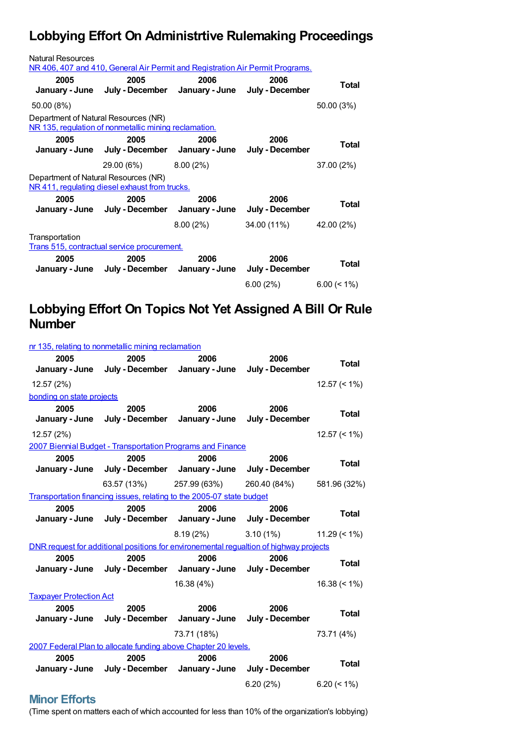## Lobbying Effort On Administrtive Rulemaking Proceedings

Natural Resources
NR 406, 407 and 410, General Air Permit and Registration Air Permit Programs.

| 2005 January - June | 2005 July - December | 2006 January - June | 2006 July - December | Total |
|---|---|---|---|---|
| 50.00 (8%) | | | | 50.00 (3%) |

Department of Natural Resources (NR)
NR 135, regulation of nonmetallic mining reclamation.

| 2005 January - June | 2005 July - December | 2006 January - June | 2006 July - December | Total |
|---|---|---|---|---|
| | 29.00 (6%) | 8.00 (2%) | | 37.00 (2%) |

Department of Natural Resources (NR)
NR 411, regulating diesel exhaust from trucks.

| 2005 January - June | 2005 July - December | 2006 January - June | 2006 July - December | Total |
|---|---|---|---|---|
| | | 8.00 (2%) | 34.00 (11%) | 42.00 (2%) |

Transportation
Trans 515, contractual service procurement.

| 2005 January - June | 2005 July - December | 2006 January - June | 2006 July - December | Total |
|---|---|---|---|---|
| | | | 6.00 (2%) | 6.00 (< 1%) |

## Lobbying Effort On Topics Not Yet Assigned A Bill Or Rule Number

nr 135, relating to nonmetallic mining reclamation

| 2005 January - June | 2005 July - December | 2006 January - June | 2006 July - December | Total |
|---|---|---|---|---|
| 12.57 (2%) | | | | 12.57 (< 1%) |

bonding on state projects

| 2005 January - June | 2005 July - December | 2006 January - June | 2006 July - December | Total |
|---|---|---|---|---|
| 12.57 (2%) | | | | 12.57 (< 1%) |

2007 Biennial Budget - Transportation Programs and Finance

| 2005 January - June | 2005 July - December | 2006 January - June | 2006 July - December | Total |
|---|---|---|---|---|
| | 63.57 (13%) | 257.99 (63%) | 260.40 (84%) | 581.96 (32%) |

Transportation financing issues, relating to the 2005-07 state budget

| 2005 January - June | 2005 July - December | 2006 January - June | 2006 July - December | Total |
|---|---|---|---|---|
| | | 8.19 (2%) | 3.10 (1%) | 11.29 (< 1%) |

DNR request for additional positions for environemental regualtion of highway projects

| 2005 January - June | 2005 July - December | 2006 January - June | 2006 July - December | Total |
|---|---|---|---|---|
| | | 16.38 (4%) | | 16.38 (< 1%) |

Taxpayer Protection Act

| 2005 January - June | 2005 July - December | 2006 January - June | 2006 July - December | Total |
|---|---|---|---|---|
| | | 73.71 (18%) | | 73.71 (4%) |

2007 Federal Plan to allocate funding above Chapter 20 levels.

| 2005 January - June | 2005 July - December | 2006 January - June | 2006 July - December | Total |
|---|---|---|---|---|
| | | | 6.20 (2%) | 6.20 (< 1%) |

### Minor Efforts

(Time spent on matters each of which accounted for less than 10% of the organization's lobbying)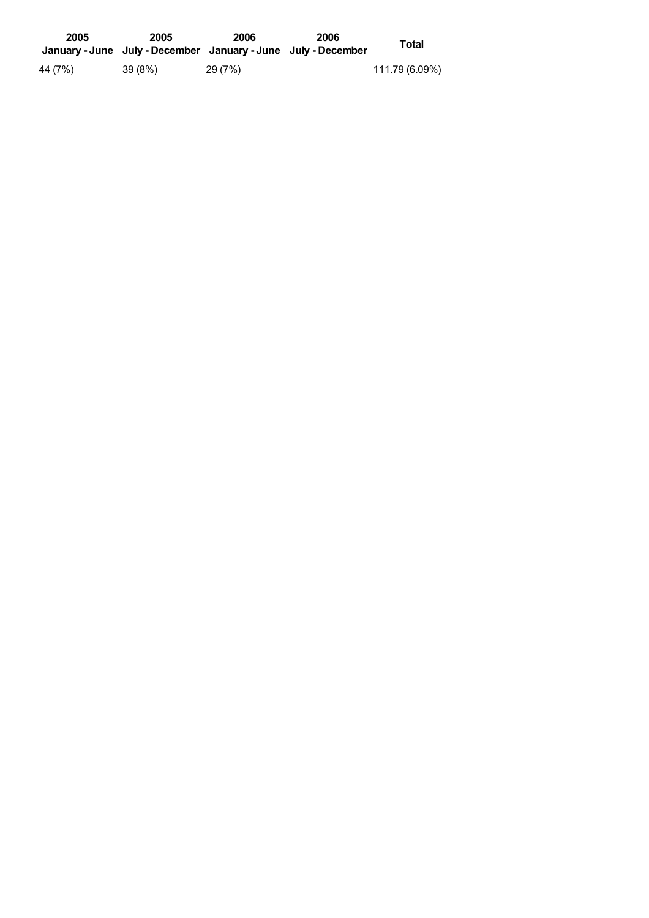| 2005 January - June | 2005 July - December | 2006 January - June | 2006 July - December | Total |
|---|---|---|---|---|
| 44 (7%) | 39 (8%) | 29 (7%) | | 111.79 (6.09%) |